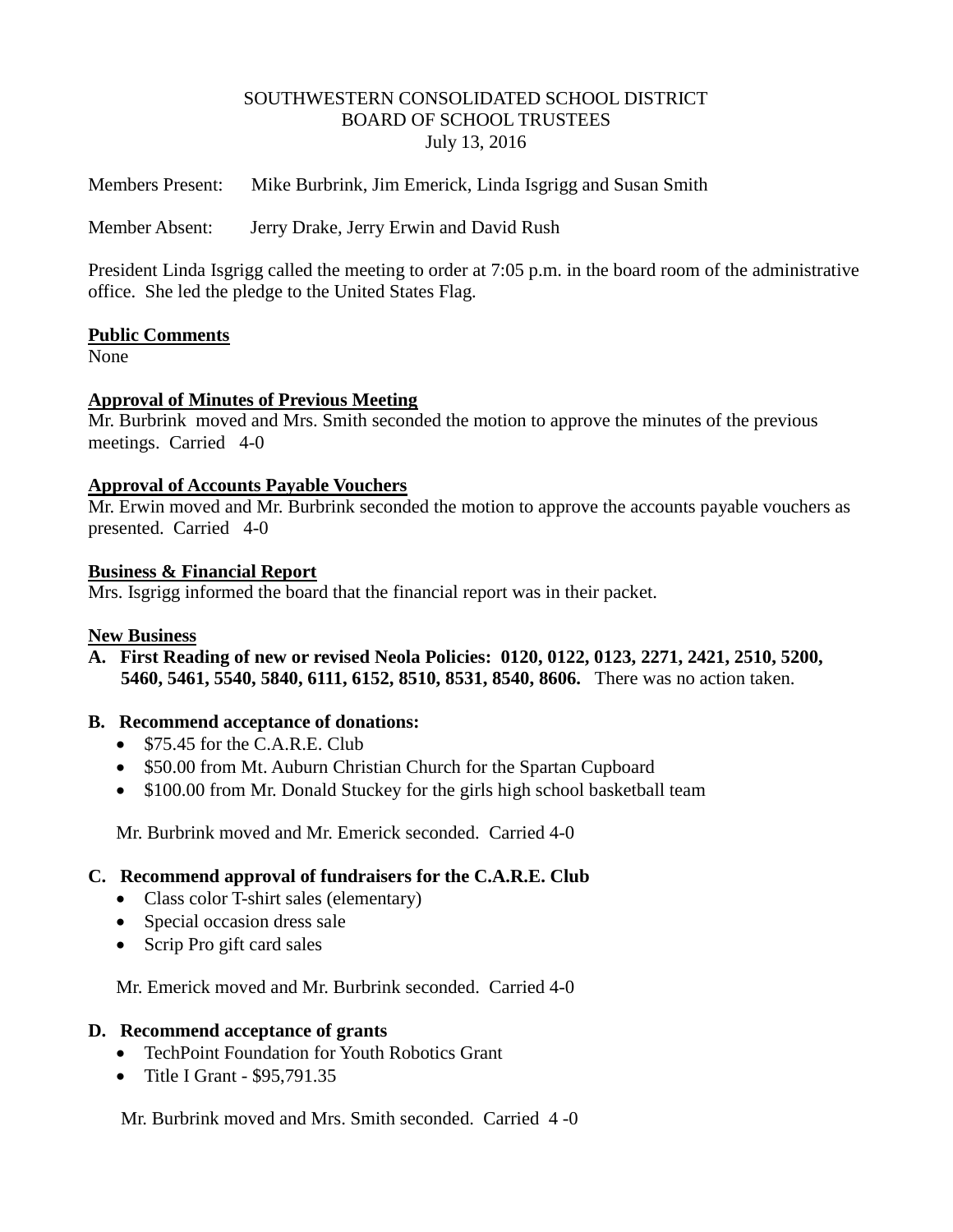SOUTHWESTERN CONSOLIDATED SCHOOL DISTRICT
BOARD OF SCHOOL TRUSTEES
July 13, 2016

Members Present: Mike Burbrink, Jim Emerick, Linda Isgrigg and Susan Smith

Member Absent: Jerry Drake, Jerry Erwin and David Rush

President Linda Isgrigg called the meeting to order at 7:05 p.m. in the board room of the administrative office. She led the pledge to the United States Flag.

**Public Comments**
None

**Approval of Minutes of Previous Meeting**
Mr. Burbrink moved and Mrs. Smith seconded the motion to approve the minutes of the previous meetings. Carried 4-0

**Approval of Accounts Payable Vouchers**
Mr. Erwin moved and Mr. Burbrink seconded the motion to approve the accounts payable vouchers as presented. Carried 4-0

**Business & Financial Report**
Mrs. Isgrigg informed the board that the financial report was in their packet.

**New Business**

**A. First Reading of new or revised Neola Policies: 0120, 0122, 0123, 2271, 2421, 2510, 5200, 5460, 5461, 5540, 5840, 6111, 6152, 8510, 8531, 8540, 8606.** There was no action taken.

**B. Recommend acceptance of donations:**

- $75.45 for the C.A.R.E. Club
- $50.00 from Mt. Auburn Christian Church for the Spartan Cupboard
- $100.00 from Mr. Donald Stuckey for the girls high school basketball team

Mr. Burbrink moved and Mr. Emerick seconded. Carried 4-0

**C. Recommend approval of fundraisers for the C.A.R.E. Club**

- Class color T-shirt sales (elementary)
- Special occasion dress sale
- Scrip Pro gift card sales

Mr. Emerick moved and Mr. Burbrink seconded. Carried 4-0

**D. Recommend acceptance of grants**

- TechPoint Foundation for Youth Robotics Grant
- Title I Grant - $95,791.35

Mr. Burbrink moved and Mrs. Smith seconded. Carried 4 -0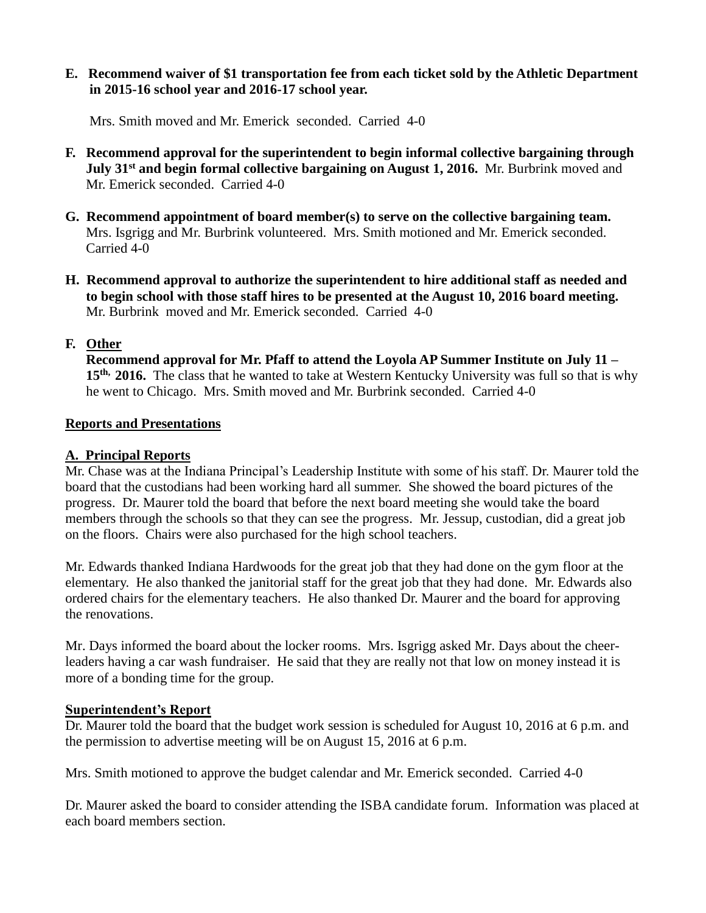**E. Recommend waiver of $1 transportation fee from each ticket sold by the Athletic Department in 2015-16 school year and 2016-17 school year.**

Mrs. Smith moved and Mr. Emerick seconded. Carried 4-0

**F. Recommend approval for the superintendent to begin informal collective bargaining through July 31st and begin formal collective bargaining on August 1, 2016.** Mr. Burbrink moved and Mr. Emerick seconded. Carried 4-0

**G. Recommend appointment of board member(s) to serve on the collective bargaining team.** Mrs. Isgrigg and Mr. Burbrink volunteered. Mrs. Smith motioned and Mr. Emerick seconded. Carried 4-0

**H. Recommend approval to authorize the superintendent to hire additional staff as needed and to begin school with those staff hires to be presented at the August 10, 2016 board meeting.** Mr. Burbrink moved and Mr. Emerick seconded. Carried 4-0

**F. <u>Other</u>**

**Recommend approval for Mr. Pfaff to attend the Loyola AP Summer Institute on July 11 – 15th, 2016.** The class that he wanted to take at Western Kentucky University was full so that is why he went to Chicago. Mrs. Smith moved and Mr. Burbrink seconded. Carried 4-0

## <u>Reports and Presentations</u>

### <u>A. Principal Reports</u>

Mr. Chase was at the Indiana Principal's Leadership Institute with some of his staff. Dr. Maurer told the board that the custodians had been working hard all summer. She showed the board pictures of the progress. Dr. Maurer told the board that before the next board meeting she would take the board members through the schools so that they can see the progress. Mr. Jessup, custodian, did a great job on the floors. Chairs were also purchased for the high school teachers.

Mr. Edwards thanked Indiana Hardwoods for the great job that they had done on the gym floor at the elementary. He also thanked the janitorial staff for the great job that they had done. Mr. Edwards also ordered chairs for the elementary teachers. He also thanked Dr. Maurer and the board for approving the renovations.

Mr. Days informed the board about the locker rooms. Mrs. Isgrigg asked Mr. Days about the cheer-leaders having a car wash fundraiser. He said that they are really not that low on money instead it is more of a bonding time for the group.

### <u>Superintendent's Report</u>

Dr. Maurer told the board that the budget work session is scheduled for August 10, 2016 at 6 p.m. and the permission to advertise meeting will be on August 15, 2016 at 6 p.m.

Mrs. Smith motioned to approve the budget calendar and Mr. Emerick seconded. Carried 4-0

Dr. Maurer asked the board to consider attending the ISBA candidate forum. Information was placed at each board members section.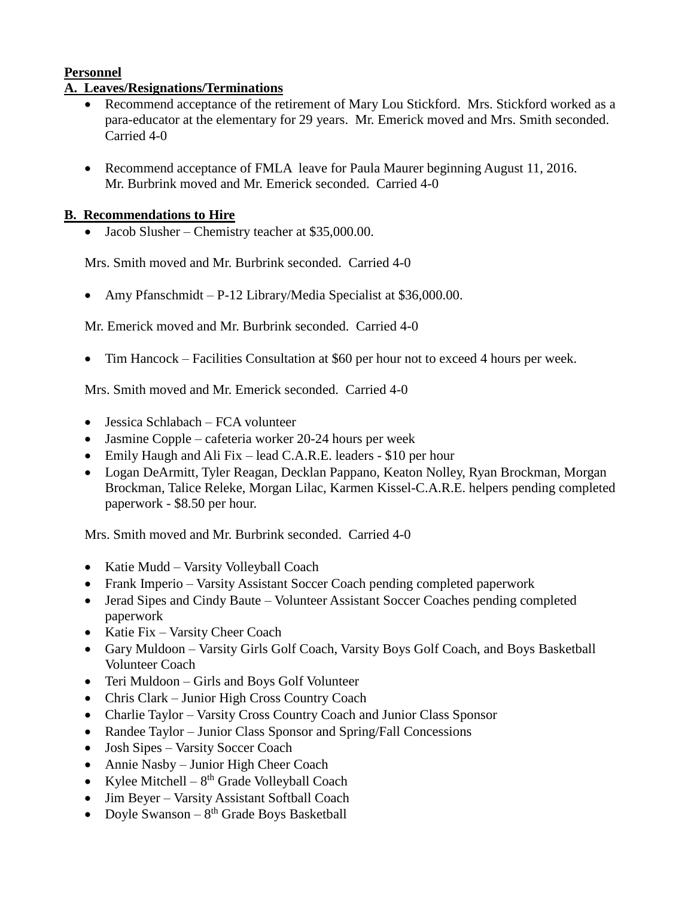**Personnel**

**A. Leaves/Resignations/Terminations**

- Recommend acceptance of the retirement of Mary Lou Stickford. Mrs. Stickford worked as a para-educator at the elementary for 29 years. Mr. Emerick moved and Mrs. Smith seconded. Carried 4-0

- Recommend acceptance of FMLA leave for Paula Maurer beginning August 11, 2016. Mr. Burbrink moved and Mr. Emerick seconded. Carried 4-0

**B. Recommendations to Hire**

- Jacob Slusher – Chemistry teacher at $35,000.00.

Mrs. Smith moved and Mr. Burbrink seconded. Carried 4-0

- Amy Pfanschmidt – P-12 Library/Media Specialist at $36,000.00.

Mr. Emerick moved and Mr. Burbrink seconded. Carried 4-0

- Tim Hancock – Facilities Consultation at $60 per hour not to exceed 4 hours per week.

Mrs. Smith moved and Mr. Emerick seconded. Carried 4-0

- Jessica Schlabach – FCA volunteer
- Jasmine Copple – cafeteria worker 20-24 hours per week
- Emily Haugh and Ali Fix – lead C.A.R.E. leaders - $10 per hour
- Logan DeArmitt, Tyler Reagan, Decklan Pappano, Keaton Nolley, Ryan Brockman, Morgan Brockman, Talice Releke, Morgan Lilac, Karmen Kissel-C.A.R.E. helpers pending completed paperwork - $8.50 per hour.

Mrs. Smith moved and Mr. Burbrink seconded. Carried 4-0

- Katie Mudd – Varsity Volleyball Coach
- Frank Imperio – Varsity Assistant Soccer Coach pending completed paperwork
- Jerad Sipes and Cindy Baute – Volunteer Assistant Soccer Coaches pending completed paperwork
- Katie Fix – Varsity Cheer Coach
- Gary Muldoon – Varsity Girls Golf Coach, Varsity Boys Golf Coach, and Boys Basketball Volunteer Coach
- Teri Muldoon – Girls and Boys Golf Volunteer
- Chris Clark – Junior High Cross Country Coach
- Charlie Taylor – Varsity Cross Country Coach and Junior Class Sponsor
- Randee Taylor – Junior Class Sponsor and Spring/Fall Concessions
- Josh Sipes – Varsity Soccer Coach
- Annie Nasby – Junior High Cheer Coach
- Kylee Mitchell – 8th Grade Volleyball Coach
- Jim Beyer – Varsity Assistant Softball Coach
- Doyle Swanson – 8th Grade Boys Basketball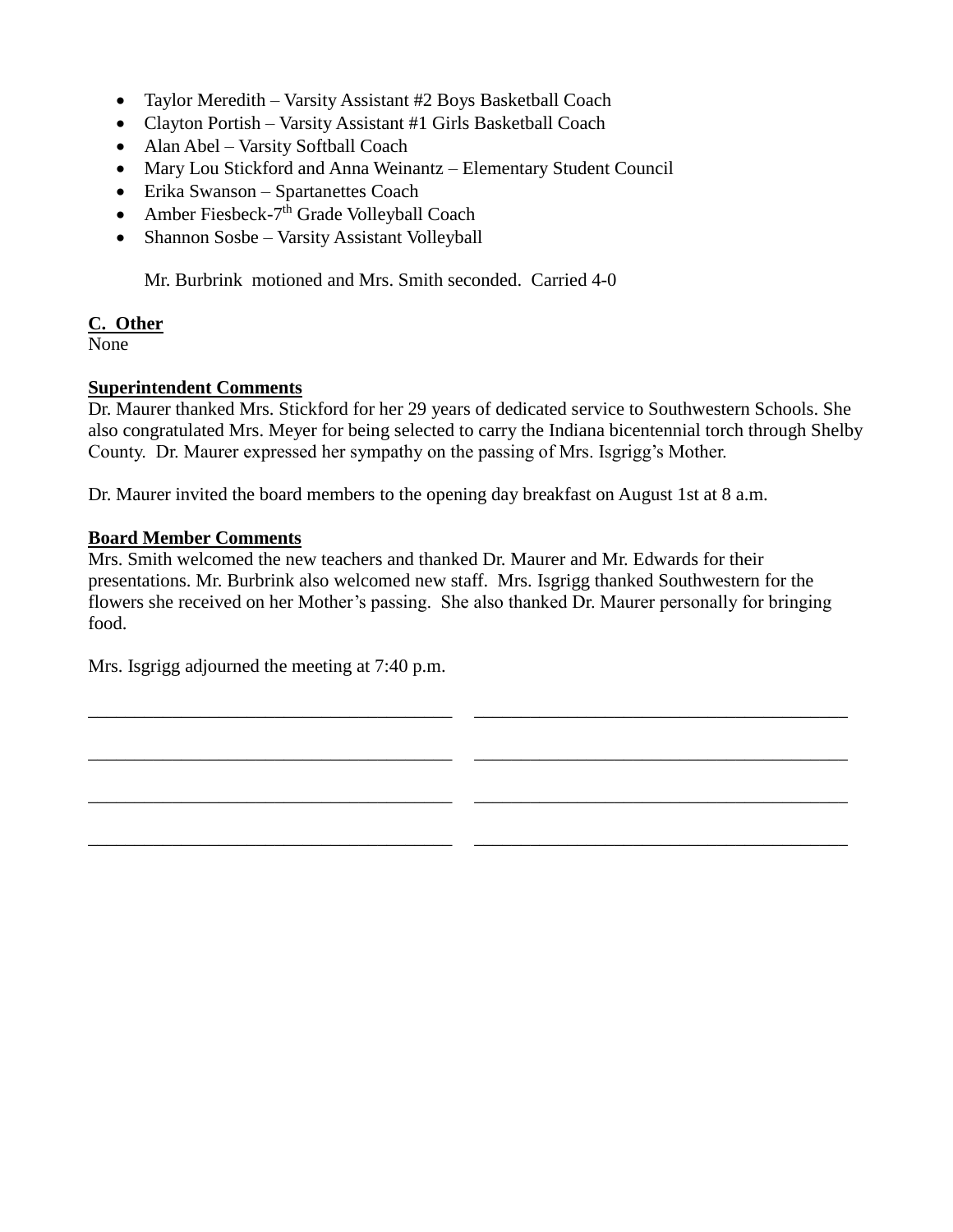- Taylor Meredith – Varsity Assistant #2 Boys Basketball Coach
- Clayton Portish – Varsity Assistant #1 Girls Basketball Coach
- Alan Abel – Varsity Softball Coach
- Mary Lou Stickford and Anna Weinantz – Elementary Student Council
- Erika Swanson – Spartanettes Coach
- Amber Fiesbeck-7th Grade Volleyball Coach
- Shannon Sosbe – Varsity Assistant Volleyball

Mr. Burbrink motioned and Mrs. Smith seconded. Carried 4-0

**C. Other**

None

**Superintendent Comments**

Dr. Maurer thanked Mrs. Stickford for her 29 years of dedicated service to Southwestern Schools. She also congratulated Mrs. Meyer for being selected to carry the Indiana bicentennial torch through Shelby County. Dr. Maurer expressed her sympathy on the passing of Mrs. Isgrigg's Mother.

Dr. Maurer invited the board members to the opening day breakfast on August 1st at 8 a.m.

**Board Member Comments**

Mrs. Smith welcomed the new teachers and thanked Dr. Maurer and Mr. Edwards for their presentations. Mr. Burbrink also welcomed new staff. Mrs. Isgrigg thanked Southwestern for the flowers she received on her Mother's passing. She also thanked Dr. Maurer personally for bringing food.

Mrs. Isgrigg adjourned the meeting at 7:40 p.m.

| | |
|---|---|
| ______________________________ | ______________________________ |
| ______________________________ | ______________________________ |
| ______________________________ | ______________________________ |
| ______________________________ | ______________________________ |